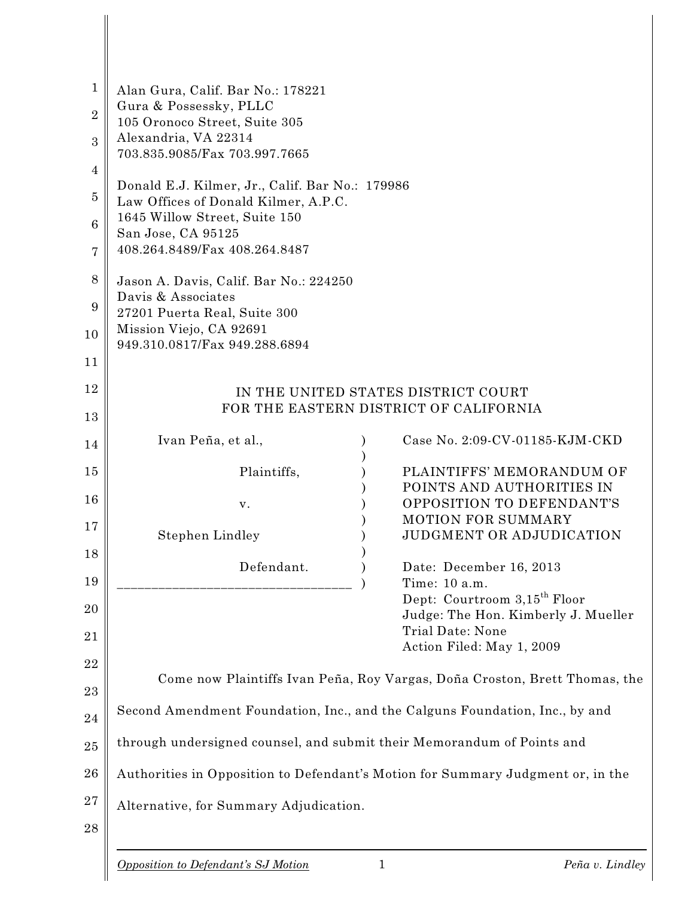Alan Gura, Calif. Bar No.: 178221
Gura & Possessky, PLLC
105 Oronoco Street, Suite 305
Alexandria, VA 22314
703.835.9085/Fax 703.997.7665

Donald E.J. Kilmer, Jr., Calif. Bar No.: 179986
Law Offices of Donald Kilmer, A.P.C.
1645 Willow Street, Suite 150
San Jose, CA 95125
408.264.8489/Fax 408.264.8487

Jason A. Davis, Calif. Bar No.: 224250
Davis & Associates
27201 Puerta Real, Suite 300
Mission Viejo, CA 92691
949.310.0817/Fax 949.288.6894

IN THE UNITED STATES DISTRICT COURT
FOR THE EASTERN DISTRICT OF CALIFORNIA

| | |
|---|---|
| Ivan Peña, et al.,<br><br>Plaintiffs,<br><br>v.<br><br>Stephen Lindley<br><br>Defendant. | Case No. 2:09-CV-01185-KJM-CKD<br><br>PLAINTIFFS' MEMORANDUM OF POINTS AND AUTHORITIES IN OPPOSITION TO DEFENDANT'S MOTION FOR SUMMARY JUDGMENT OR ADJUDICATION<br><br>Date: December 16, 2013<br>Time: 10 a.m.<br>Dept: Courtroom 3,15th Floor<br>Judge: The Hon. Kimberly J. Mueller<br>Trial Date: None<br>Action Filed: May 1, 2009 |

Come now Plaintiffs Ivan Peña, Roy Vargas, Doña Croston, Brett Thomas, the Second Amendment Foundation, Inc., and the Calguns Foundation, Inc., by and through undersigned counsel, and submit their Memorandum of Points and Authorities in Opposition to Defendant's Motion for Summary Judgment or, in the Alternative, for Summary Adjudication.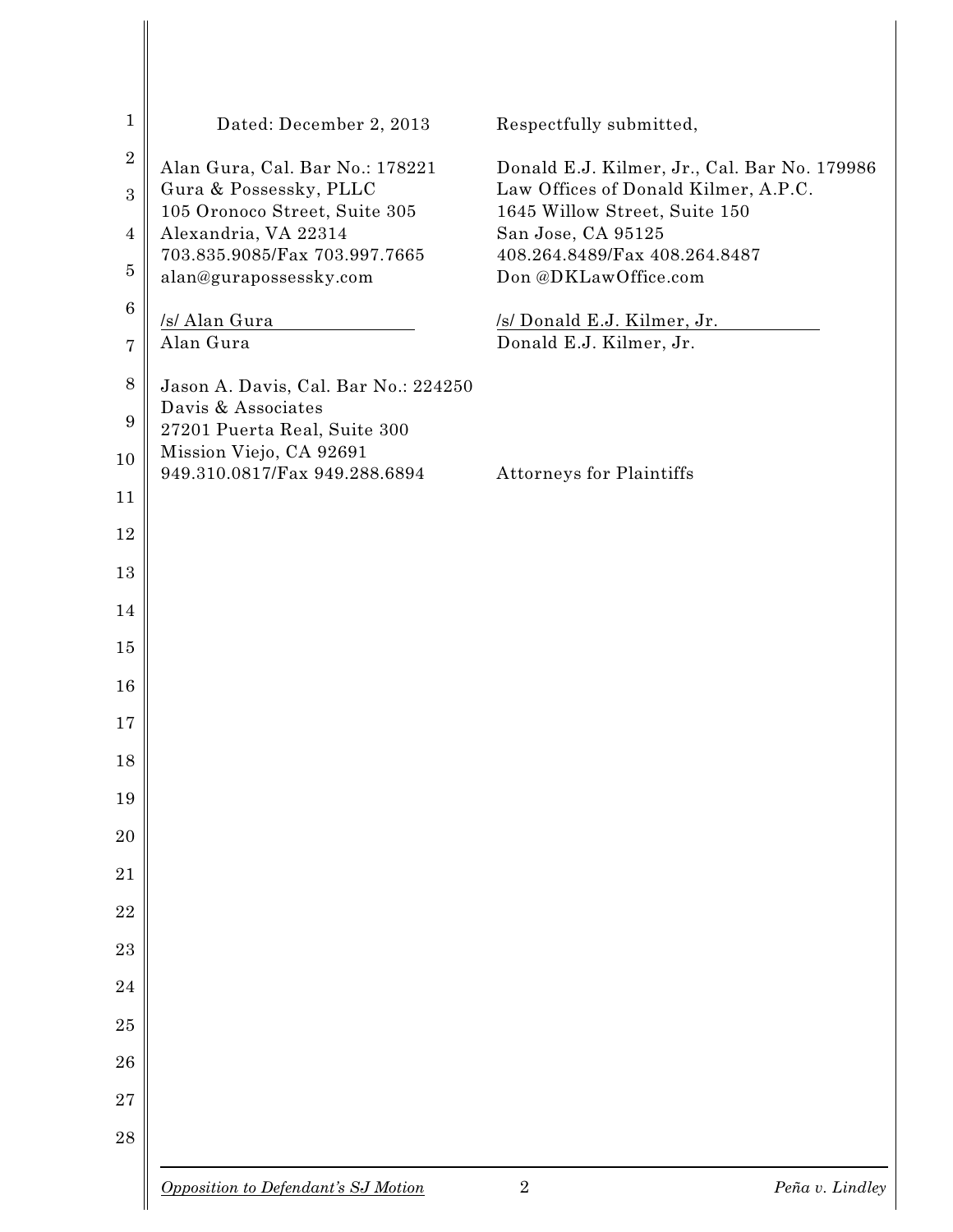Dated: December 2, 2013

Respectfully submitted,

Alan Gura, Cal. Bar No.: 178221
Gura & Possessky, PLLC
105 Oronoco Street, Suite 305
Alexandria, VA 22314
703.835.9085/Fax 703.997.7665
alan@gurapossessky.com

/s/ Alan Gura
Alan Gura

Jason A. Davis, Cal. Bar No.: 224250
Davis & Associates
27201 Puerta Real, Suite 300
Mission Viejo, CA 92691
949.310.0817/Fax 949.288.6894

Donald E.J. Kilmer, Jr., Cal. Bar No. 179986
Law Offices of Donald Kilmer, A.P.C.
1645 Willow Street, Suite 150
San Jose, CA 95125
408.264.8489/Fax 408.264.8487
Don @DKLawOffice.com

/s/ Donald E.J. Kilmer, Jr.
Donald E.J. Kilmer, Jr.

Attorneys for Plaintiffs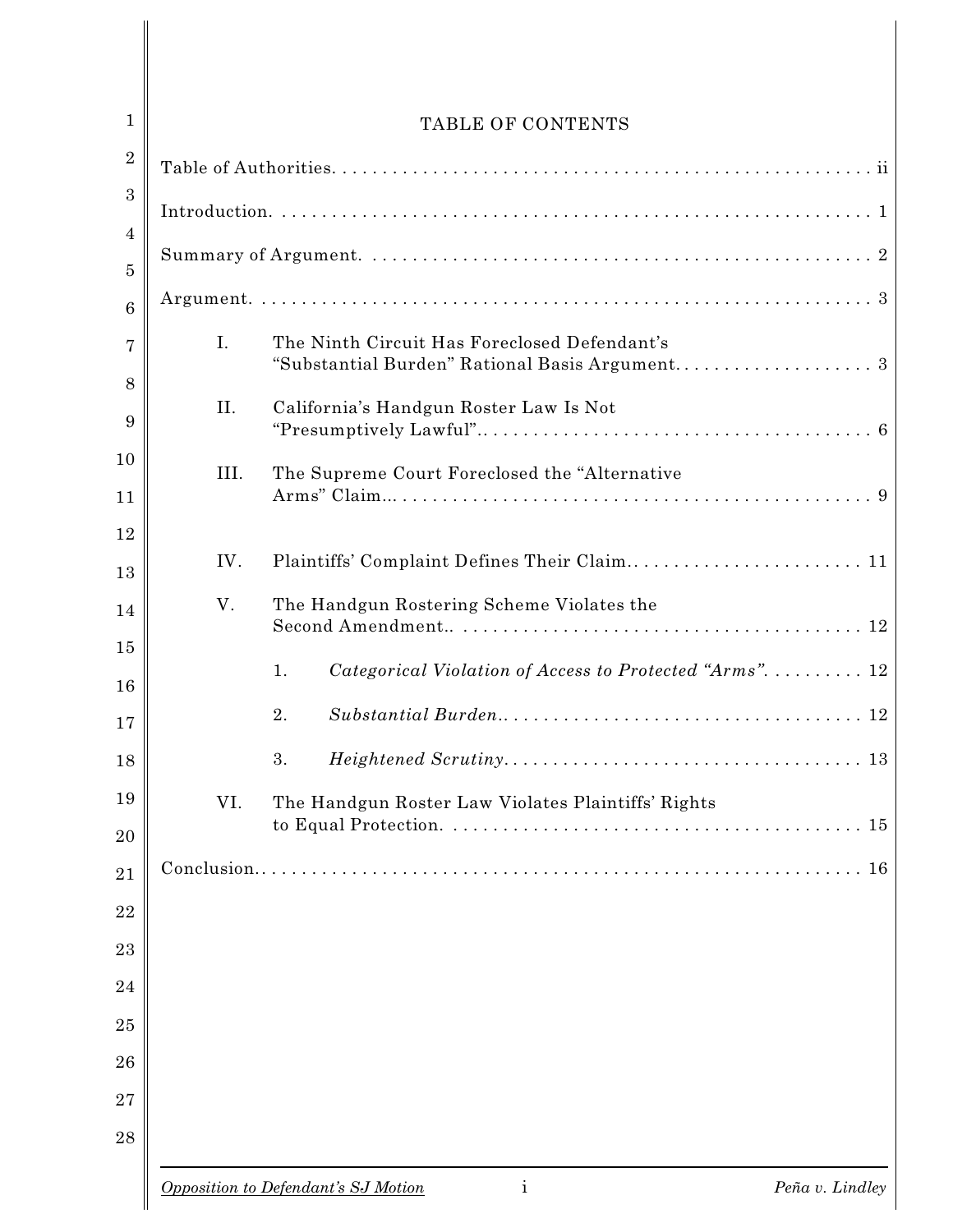# TABLE OF CONTENTS

Table of Authorities. . . . . . . . . . . . . . . . . . . . . . . . . . . . . . . . . . . . . . . . . . . . . . . . . . . . . ii

Introduction. . . . . . . . . . . . . . . . . . . . . . . . . . . . . . . . . . . . . . . . . . . . . . . . . . . . . . . . . . . 1

Summary of Argument. . . . . . . . . . . . . . . . . . . . . . . . . . . . . . . . . . . . . . . . . . . . . . . . . . . 2

Argument. . . . . . . . . . . . . . . . . . . . . . . . . . . . . . . . . . . . . . . . . . . . . . . . . . . . . . . . . . . . . 3

- I. The Ninth Circuit Has Foreclosed Defendant's "Substantial Burden" Rational Basis Argument. . . . . . . . . . . . . . . . . . . . . 3
- II. California's Handgun Roster Law Is Not "Presumptively Lawful".. . . . . . . . . . . . . . . . . . . . . . . . . . . . . . . . . . . . . . 6
- III. The Supreme Court Foreclosed the "Alternative Arms" Claim... . . . . . . . . . . . . . . . . . . . . . . . . . . . . . . . . . . . . . . . . . . . . . . 9
- IV. Plaintiffs' Complaint Defines Their Claim.. . . . . . . . . . . . . . . . . . . . . . . . 11
- V. The Handgun Rostering Scheme Violates the Second Amendment.. . . . . . . . . . . . . . . . . . . . . . . . . . . . . . . . . . . . . . . . 12
  1. *Categorical Violation of Access to Protected "Arms"*. . . . . . . . . . 12
  2. *Substantial Burden*.. . . . . . . . . . . . . . . . . . . . . . . . . . . . . . . . . . . . . 12
  3. *Heightened Scrutiny*. . . . . . . . . . . . . . . . . . . . . . . . . . . . . . . . . . . . . 13
- VI. The Handgun Roster Law Violates Plaintiffs' Rights to Equal Protection. . . . . . . . . . . . . . . . . . . . . . . . . . . . . . . . . . . . . . . . . . . 15

Conclusion.. . . . . . . . . . . . . . . . . . . . . . . . . . . . . . . . . . . . . . . . . . . . . . . . . . . . . . . . . . . . 16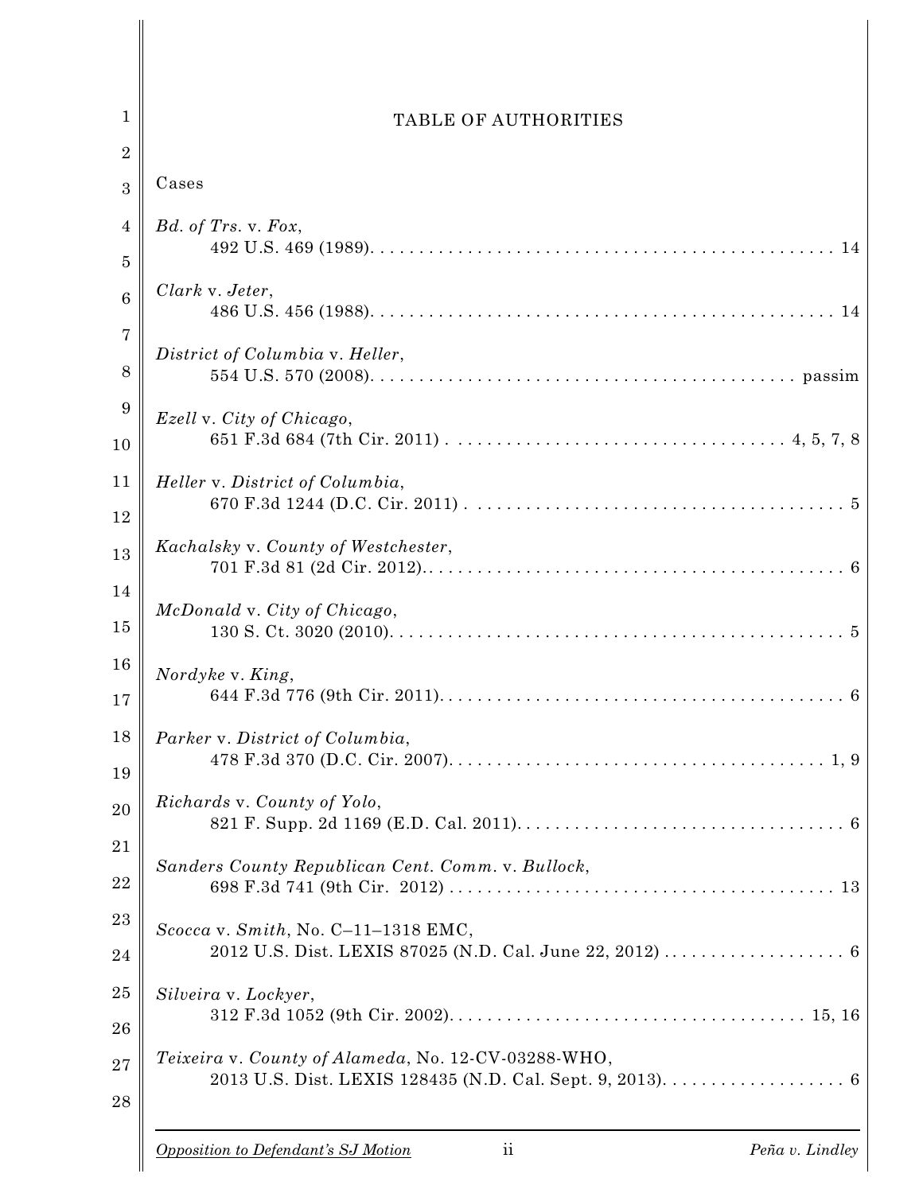# TABLE OF AUTHORITIES

## Cases

*Bd. of Trs.* v. *Fox*,
492 U.S. 469 (1989). . . . . . . . . . . . . . . . . . . . . . . . . . . . . . . . . . . . . . . . . . . . . . 14

*Clark* v. *Jeter*,
486 U.S. 456 (1988). . . . . . . . . . . . . . . . . . . . . . . . . . . . . . . . . . . . . . . . . . . . . . 14

*District of Columbia* v. *Heller*,
554 U.S. 570 (2008). . . . . . . . . . . . . . . . . . . . . . . . . . . . . . . . . . . . . . . . . . passim

*Ezell* v. *City of Chicago*,
651 F.3d 684 (7th Cir. 2011) . . . . . . . . . . . . . . . . . . . . . . . . . . . . . . . . . 4, 5, 7, 8

*Heller* v. *District of Columbia*,
670 F.3d 1244 (D.C. Cir. 2011) . . . . . . . . . . . . . . . . . . . . . . . . . . . . . . . . . . . . . 5

*Kachalsky* v. *County of Westchester*,
701 F.3d 81 (2d Cir. 2012).. . . . . . . . . . . . . . . . . . . . . . . . . . . . . . . . . . . . . . . . 6

*McDonald* v. *City of Chicago*,
130 S. Ct. 3020 (2010). . . . . . . . . . . . . . . . . . . . . . . . . . . . . . . . . . . . . . . . . . . . 5

*Nordyke* v. *King*,
644 F.3d 776 (9th Cir. 2011). . . . . . . . . . . . . . . . . . . . . . . . . . . . . . . . . . . . . . . . 6

*Parker* v. *District of Columbia*,
478 F.3d 370 (D.C. Cir. 2007). . . . . . . . . . . . . . . . . . . . . . . . . . . . . . . . . . . . . 1, 9

*Richards* v. *County of Yolo*,
821 F. Supp. 2d 1169 (E.D. Cal. 2011). . . . . . . . . . . . . . . . . . . . . . . . . . . . . . . . 6

*Sanders County Republican Cent. Comm.* v. *Bullock*,
698 F.3d 741 (9th Cir. 2012) . . . . . . . . . . . . . . . . . . . . . . . . . . . . . . . . . . . . . . 13

*Scocca* v. *Smith*, No. C–11–1318 EMC,
2012 U.S. Dist. LEXIS 87025 (N.D. Cal. June 22, 2012) . . . . . . . . . . . . . . . . . . 6

*Silveira* v. *Lockyer*,
312 F.3d 1052 (9th Cir. 2002). . . . . . . . . . . . . . . . . . . . . . . . . . . . . . . . . . . 15, 16

*Teixeira* v. *County of Alameda*, No. 12-CV-03288-WHO,
2013 U.S. Dist. LEXIS 128435 (N.D. Cal. Sept. 9, 2013). . . . . . . . . . . . . . . . . . 6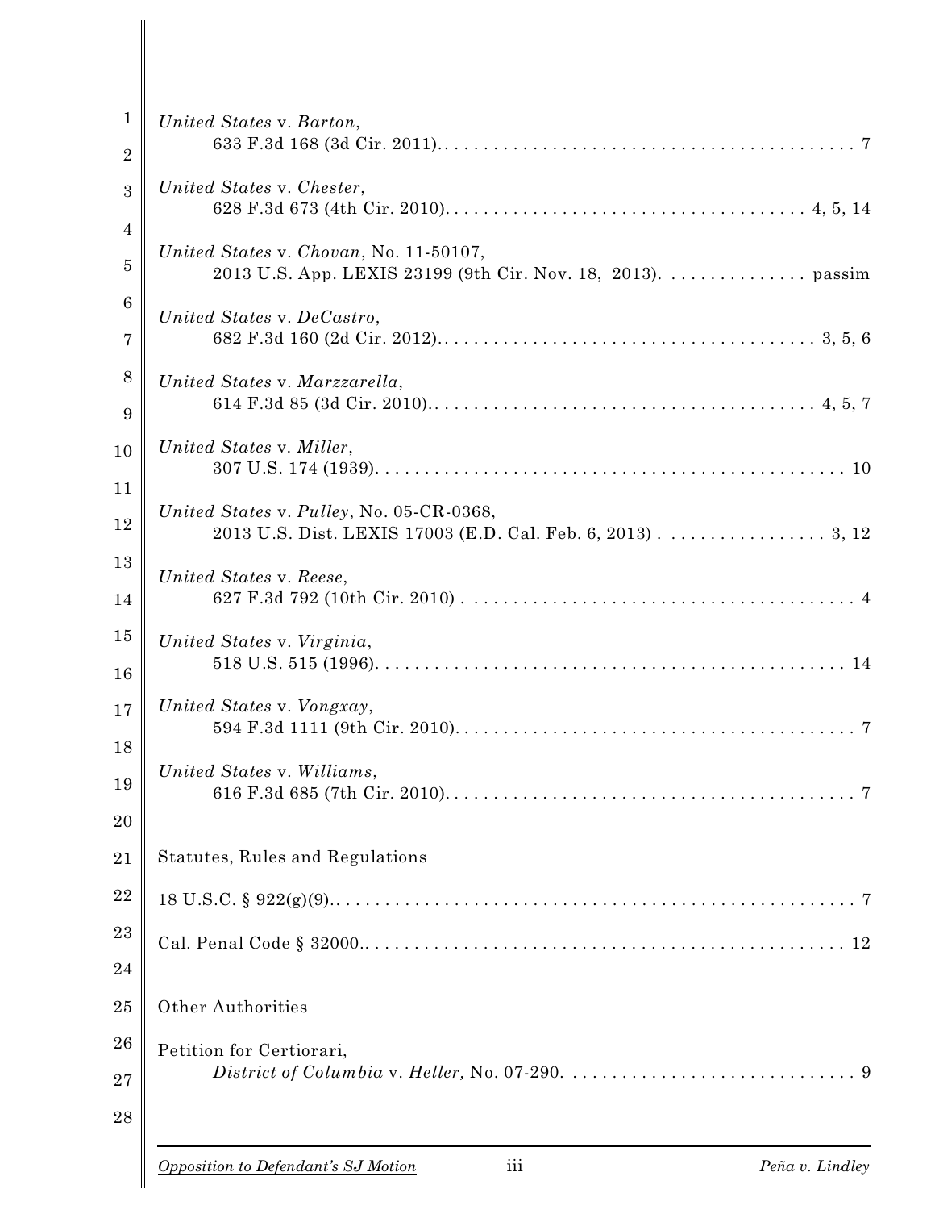*United States* v. *Barton*,
633 F.3d 168 (3d Cir. 2011). . . . . . . . . . . . . . . . . . . . . . . . . . . . . . . . . . . . . . . . . . 7

*United States* v. *Chester*,
628 F.3d 673 (4th Cir. 2010). . . . . . . . . . . . . . . . . . . . . . . . . . . . . . . . . . . . . 4, 5, 14

*United States* v. *Chovan*, No. 11-50107,
2013 U.S. App. LEXIS 23199 (9th Cir. Nov. 18, 2013). . . . . . . . . . . . . . . passim

*United States* v. *DeCastro*,
682 F.3d 160 (2d Cir. 2012). . . . . . . . . . . . . . . . . . . . . . . . . . . . . . . . . . . . . . 3, 5, 6

*United States* v. *Marzzarella*,
614 F.3d 85 (3d Cir. 2010). . . . . . . . . . . . . . . . . . . . . . . . . . . . . . . . . . . . . . . 4, 5, 7

*United States* v. *Miller*,
307 U.S. 174 (1939). . . . . . . . . . . . . . . . . . . . . . . . . . . . . . . . . . . . . . . . . . . . . . . 10

*United States* v. *Pulley*, No. 05-CR-0368,
2013 U.S. Dist. LEXIS 17003 (E.D. Cal. Feb. 6, 2013) . . . . . . . . . . . . . . . . . 3, 12

*United States* v. *Reese*,
627 F.3d 792 (10th Cir. 2010) . . . . . . . . . . . . . . . . . . . . . . . . . . . . . . . . . . . . . . . 4

*United States* v. *Virginia*,
518 U.S. 515 (1996). . . . . . . . . . . . . . . . . . . . . . . . . . . . . . . . . . . . . . . . . . . . . . . 14

*United States* v. *Vongxay*,
594 F.3d 1111 (9th Cir. 2010). . . . . . . . . . . . . . . . . . . . . . . . . . . . . . . . . . . . . . . . 7

*United States* v. *Williams*,
616 F.3d 685 (7th Cir. 2010). . . . . . . . . . . . . . . . . . . . . . . . . . . . . . . . . . . . . . . . . 7

Statutes, Rules and Regulations

18 U.S.C. § 922(g)(9). . . . . . . . . . . . . . . . . . . . . . . . . . . . . . . . . . . . . . . . . . . . . . . . . . 7

Cal. Penal Code § 32000. . . . . . . . . . . . . . . . . . . . . . . . . . . . . . . . . . . . . . . . . . . . . . . 12

Other Authorities

Petition for Certiorari,
*District of Columbia* v. *Heller,* No. 07-290. . . . . . . . . . . . . . . . . . . . . . . . . . . . . 9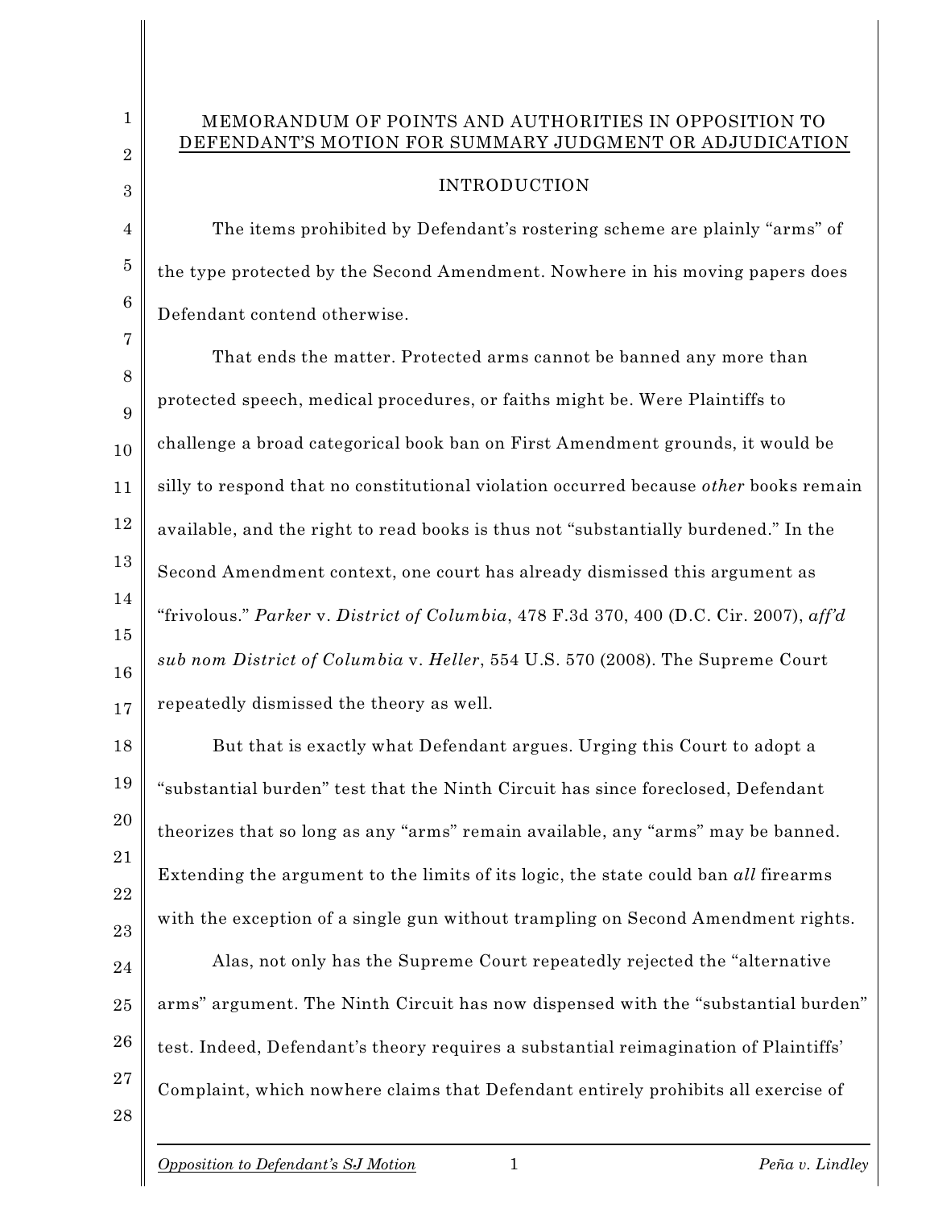MEMORANDUM OF POINTS AND AUTHORITIES IN OPPOSITION TO DEFENDANT'S MOTION FOR SUMMARY JUDGMENT OR ADJUDICATION

## INTRODUCTION

The items prohibited by Defendant's rostering scheme are plainly "arms" of the type protected by the Second Amendment. Nowhere in his moving papers does Defendant contend otherwise.

That ends the matter. Protected arms cannot be banned any more than protected speech, medical procedures, or faiths might be. Were Plaintiffs to challenge a broad categorical book ban on First Amendment grounds, it would be silly to respond that no constitutional violation occurred because *other* books remain available, and the right to read books is thus not "substantially burdened." In the Second Amendment context, one court has already dismissed this argument as "frivolous." *Parker* v. *District of Columbia*, 478 F.3d 370, 400 (D.C. Cir. 2007), *aff'd sub nom District of Columbia* v. *Heller*, 554 U.S. 570 (2008). The Supreme Court repeatedly dismissed the theory as well.

But that is exactly what Defendant argues. Urging this Court to adopt a "substantial burden" test that the Ninth Circuit has since foreclosed, Defendant theorizes that so long as any "arms" remain available, any "arms" may be banned. Extending the argument to the limits of its logic, the state could ban *all* firearms with the exception of a single gun without trampling on Second Amendment rights.

Alas, not only has the Supreme Court repeatedly rejected the "alternative arms" argument. The Ninth Circuit has now dispensed with the "substantial burden" test. Indeed, Defendant's theory requires a substantial reimagination of Plaintiffs' Complaint, which nowhere claims that Defendant entirely prohibits all exercise of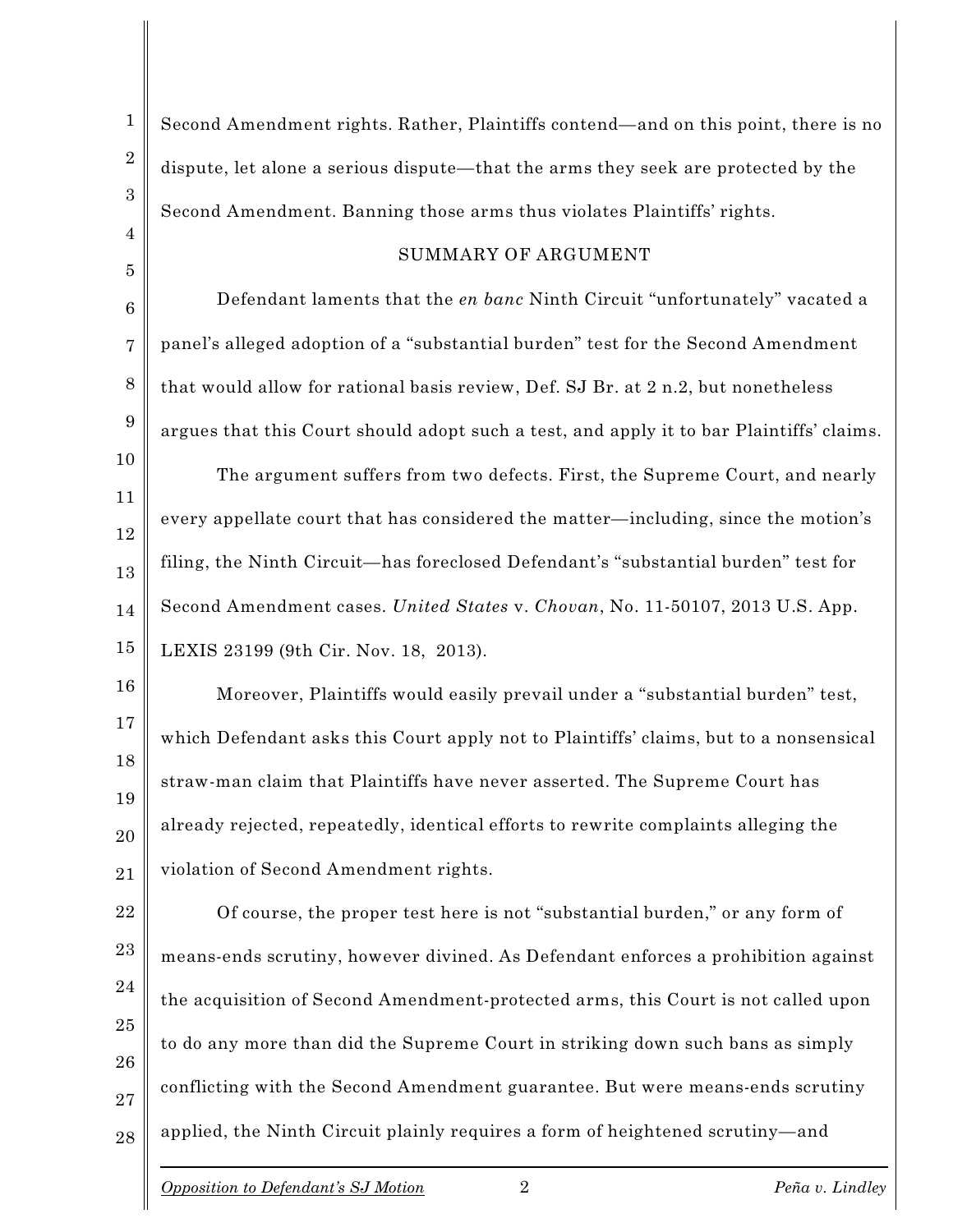Second Amendment rights. Rather, Plaintiffs contend—and on this point, there is no dispute, let alone a serious dispute—that the arms they seek are protected by the Second Amendment. Banning those arms thus violates Plaintiffs' rights.

## SUMMARY OF ARGUMENT

Defendant laments that the *en banc* Ninth Circuit "unfortunately" vacated a panel's alleged adoption of a "substantial burden" test for the Second Amendment that would allow for rational basis review, Def. SJ Br. at 2 n.2, but nonetheless argues that this Court should adopt such a test, and apply it to bar Plaintiffs' claims.

The argument suffers from two defects. First, the Supreme Court, and nearly every appellate court that has considered the matter—including, since the motion's filing, the Ninth Circuit—has foreclosed Defendant's "substantial burden" test for Second Amendment cases. *United States* v. *Chovan*, No. 11-50107, 2013 U.S. App. LEXIS 23199 (9th Cir. Nov. 18, 2013).

Moreover, Plaintiffs would easily prevail under a "substantial burden" test, which Defendant asks this Court apply not to Plaintiffs' claims, but to a nonsensical straw-man claim that Plaintiffs have never asserted. The Supreme Court has already rejected, repeatedly, identical efforts to rewrite complaints alleging the violation of Second Amendment rights.

Of course, the proper test here is not "substantial burden," or any form of means-ends scrutiny, however divined. As Defendant enforces a prohibition against the acquisition of Second Amendment-protected arms, this Court is not called upon to do any more than did the Supreme Court in striking down such bans as simply conflicting with the Second Amendment guarantee. But were means-ends scrutiny applied, the Ninth Circuit plainly requires a form of heightened scrutiny—and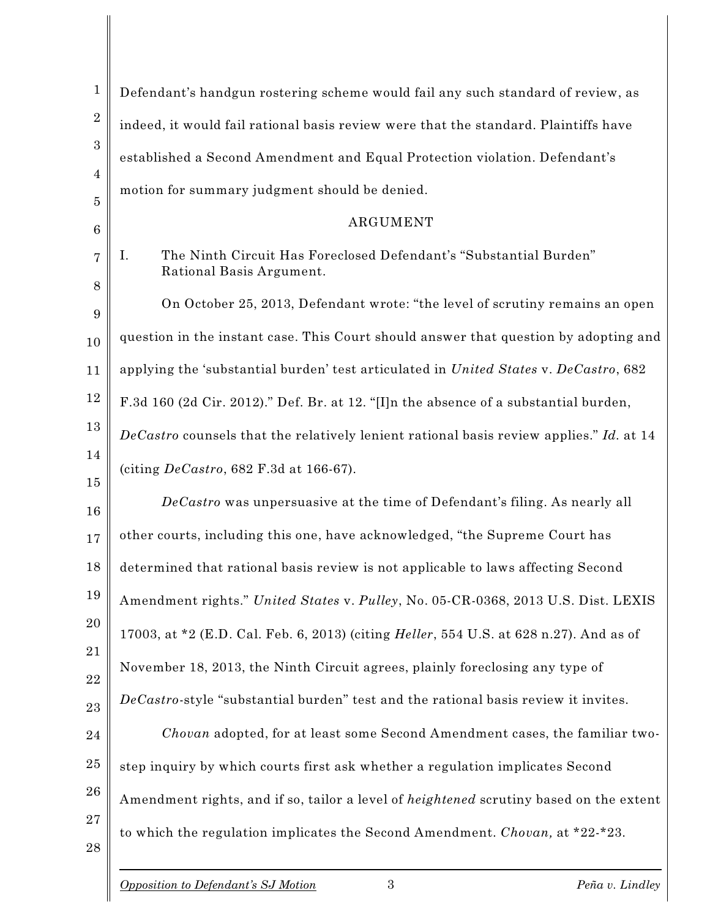Defendant's handgun rostering scheme would fail any such standard of review, as indeed, it would fail rational basis review were that the standard. Plaintiffs have established a Second Amendment and Equal Protection violation. Defendant's motion for summary judgment should be denied.

## ARGUMENT

### I. The Ninth Circuit Has Foreclosed Defendant's "Substantial Burden" Rational Basis Argument.

On October 25, 2013, Defendant wrote: "the level of scrutiny remains an open question in the instant case. This Court should answer that question by adopting and applying the 'substantial burden' test articulated in *United States* v. *DeCastro*, 682 F.3d 160 (2d Cir. 2012)." Def. Br. at 12. "[I]n the absence of a substantial burden, *DeCastro* counsels that the relatively lenient rational basis review applies." *Id.* at 14 (citing *DeCastro*, 682 F.3d at 166-67).

*DeCastro* was unpersuasive at the time of Defendant's filing. As nearly all other courts, including this one, have acknowledged, "the Supreme Court has determined that rational basis review is not applicable to laws affecting Second Amendment rights." *United States* v. *Pulley*, No. 05-CR-0368, 2013 U.S. Dist. LEXIS 17003, at *2 (E.D. Cal. Feb. 6, 2013) (citing *Heller*, 554 U.S. at 628 n.27). And as of November 18, 2013, the Ninth Circuit agrees, plainly foreclosing any type of *DeCastro*-style "substantial burden" test and the rational basis review it invites.

*Chovan* adopted, for at least some Second Amendment cases, the familiar two-step inquiry by which courts first ask whether a regulation implicates Second Amendment rights, and if so, tailor a level of *heightened* scrutiny based on the extent to which the regulation implicates the Second Amendment. *Chovan,* at *22-*23.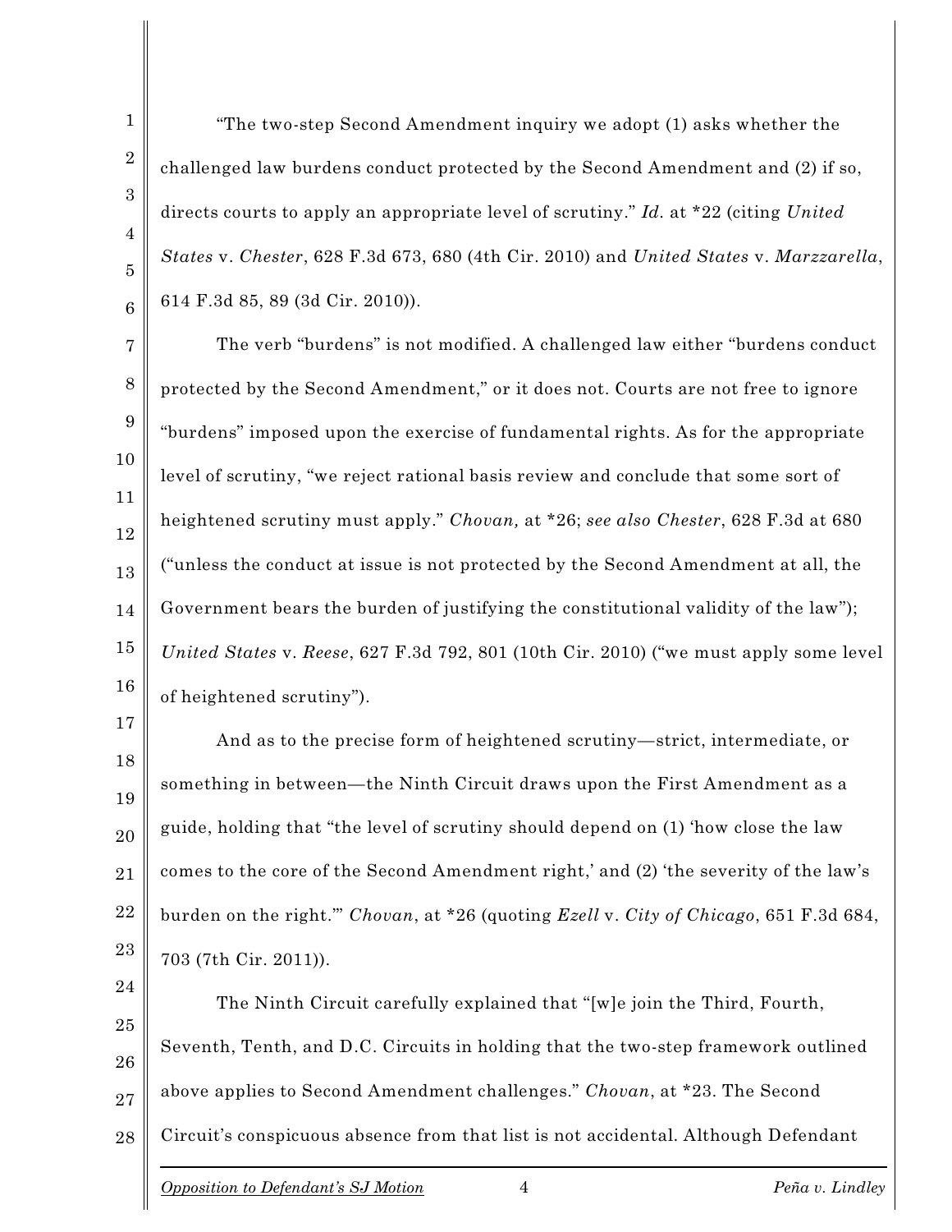"The two-step Second Amendment inquiry we adopt (1) asks whether the challenged law burdens conduct protected by the Second Amendment and (2) if so, directs courts to apply an appropriate level of scrutiny." *Id.* at *22 (citing *United States* v. *Chester*, 628 F.3d 673, 680 (4th Cir. 2010) and *United States* v. *Marzzarella*, 614 F.3d 85, 89 (3d Cir. 2010)).

The verb "burdens" is not modified. A challenged law either "burdens conduct protected by the Second Amendment," or it does not. Courts are not free to ignore "burdens" imposed upon the exercise of fundamental rights. As for the appropriate level of scrutiny, "we reject rational basis review and conclude that some sort of heightened scrutiny must apply." *Chovan,* at *26; *see also Chester*, 628 F.3d at 680 ("unless the conduct at issue is not protected by the Second Amendment at all, the Government bears the burden of justifying the constitutional validity of the law"); *United States* v. *Reese*, 627 F.3d 792, 801 (10th Cir. 2010) ("we must apply some level of heightened scrutiny").

And as to the precise form of heightened scrutiny—strict, intermediate, or something in between—the Ninth Circuit draws upon the First Amendment as a guide, holding that "the level of scrutiny should depend on (1) 'how close the law comes to the core of the Second Amendment right,' and (2) 'the severity of the law's burden on the right.'" *Chovan*, at *26 (quoting *Ezell* v. *City of Chicago*, 651 F.3d 684, 703 (7th Cir. 2011)).

The Ninth Circuit carefully explained that "[w]e join the Third, Fourth, Seventh, Tenth, and D.C. Circuits in holding that the two-step framework outlined above applies to Second Amendment challenges." *Chovan*, at *23. The Second Circuit's conspicuous absence from that list is not accidental. Although Defendant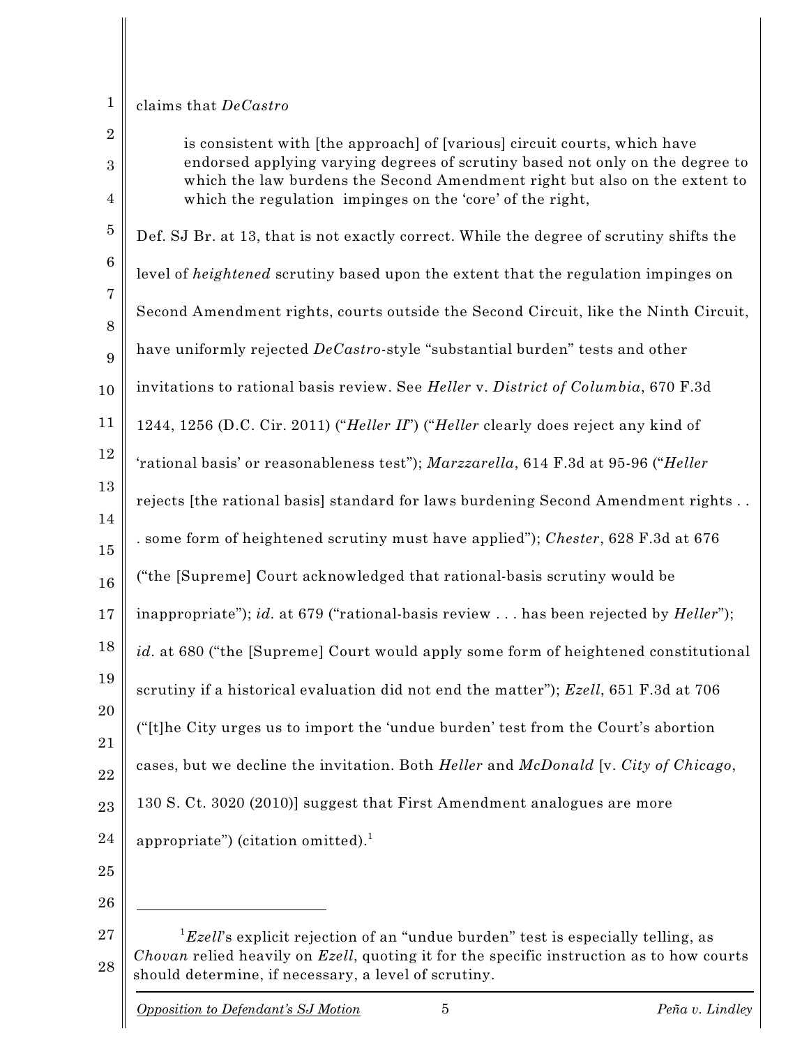claims that *DeCastro*

> is consistent with [the approach] of [various] circuit courts, which have endorsed applying varying degrees of scrutiny based not only on the degree to which the law burdens the Second Amendment right but also on the extent to which the regulation impinges on the 'core' of the right,

Def. SJ Br. at 13, that is not exactly correct. While the degree of scrutiny shifts the level of *heightened* scrutiny based upon the extent that the regulation impinges on Second Amendment rights, courts outside the Second Circuit, like the Ninth Circuit, have uniformly rejected *DeCastro*-style "substantial burden" tests and other invitations to rational basis review. See *Heller* v. *District of Columbia*, 670 F.3d 1244, 1256 (D.C. Cir. 2011) ("*Heller II*") ("*Heller* clearly does reject any kind of 'rational basis' or reasonableness test"); *Marzzarella*, 614 F.3d at 95-96 ("*Heller* rejects [the rational basis] standard for laws burdening Second Amendment rights . . . some form of heightened scrutiny must have applied"); *Chester*, 628 F.3d at 676 ("the [Supreme] Court acknowledged that rational-basis scrutiny would be inappropriate"); *id.* at 679 ("rational-basis review . . . has been rejected by *Heller*"); *id.* at 680 ("the [Supreme] Court would apply some form of heightened constitutional scrutiny if a historical evaluation did not end the matter"); *Ezell*, 651 F.3d at 706 ("[t]he City urges us to import the 'undue burden' test from the Court's abortion cases, but we decline the invitation. Both *Heller* and *McDonald* [v. *City of Chicago*, 130 S. Ct. 3020 (2010)] suggest that First Amendment analogues are more appropriate") (citation omitted).[1]

---

[1] *Ezell*'s explicit rejection of an "undue burden" test is especially telling, as *Chovan* relied heavily on *Ezell*, quoting it for the specific instruction as to how courts should determine, if necessary, a level of scrutiny.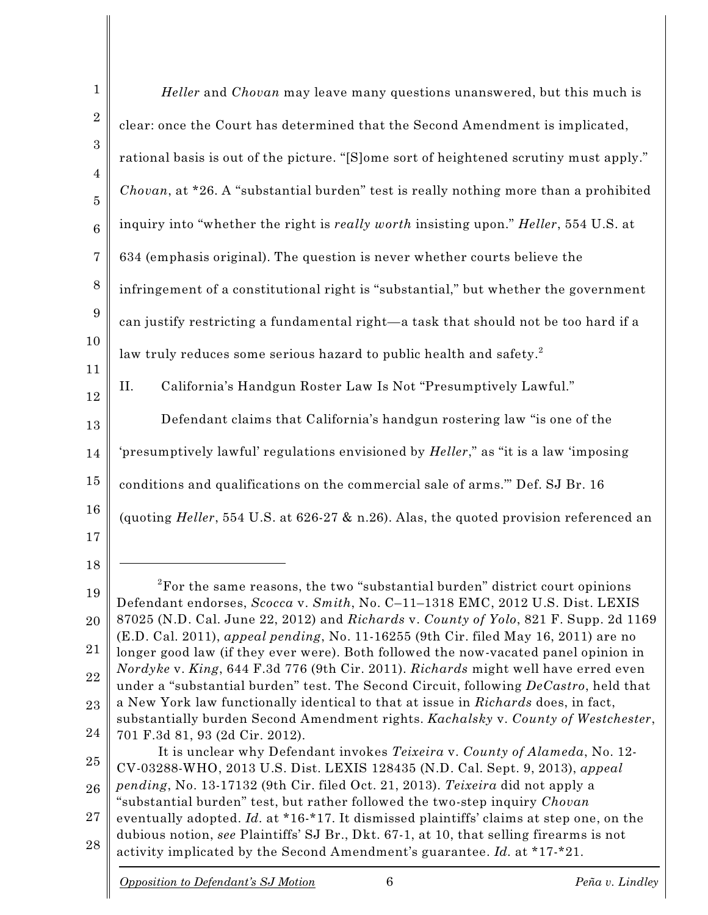*Heller* and *Chovan* may leave many questions unanswered, but this much is clear: once the Court has determined that the Second Amendment is implicated, rational basis is out of the picture. "[S]ome sort of heightened scrutiny must apply." *Chovan*, at *26. A "substantial burden" test is really nothing more than a prohibited inquiry into "whether the right is *really worth* insisting upon." *Heller*, 554 U.S. at 634 (emphasis original). The question is never whether courts believe the infringement of a constitutional right is "substantial," but whether the government can justify restricting a fundamental right—a task that should not be too hard if a law truly reduces some serious hazard to public health and safety.[2]

## II. California's Handgun Roster Law Is Not "Presumptively Lawful."

Defendant claims that California's handgun rostering law "is one of the 'presumptively lawful' regulations envisioned by *Heller*," as "it is a law 'imposing conditions and qualifications on the commercial sale of arms.'" Def. SJ Br. 16 (quoting *Heller*, 554 U.S. at 626-27 & n.26). Alas, the quoted provision referenced an

---

[2] For the same reasons, the two "substantial burden" district court opinions Defendant endorses, *Scocca* v. *Smith*, No. C–11–1318 EMC, 2012 U.S. Dist. LEXIS 87025 (N.D. Cal. June 22, 2012) and *Richards* v. *County of Yolo*, 821 F. Supp. 2d 1169 (E.D. Cal. 2011), *appeal pending*, No. 11-16255 (9th Cir. filed May 16, 2011) are no longer good law (if they ever were). Both followed the now-vacated panel opinion in *Nordyke* v. *King*, 644 F.3d 776 (9th Cir. 2011). *Richards* might well have erred even under a "substantial burden" test. The Second Circuit, following *DeCastro*, held that a New York law functionally identical to that at issue in *Richards* does, in fact, substantially burden Second Amendment rights. *Kachalsky* v. *County of Westchester*, 701 F.3d 81, 93 (2d Cir. 2012).

It is unclear why Defendant invokes *Teixeira* v. *County of Alameda*, No. 12-CV-03288-WHO, 2013 U.S. Dist. LEXIS 128435 (N.D. Cal. Sept. 9, 2013), *appeal pending*, No. 13-17132 (9th Cir. filed Oct. 21, 2013). *Teixeira* did not apply a "substantial burden" test, but rather followed the two-step inquiry *Chovan* eventually adopted. *Id.* at *16-*17. It dismissed plaintiffs' claims at step one, on the dubious notion, *see* Plaintiffs' SJ Br., Dkt. 67-1, at 10, that selling firearms is not activity implicated by the Second Amendment's guarantee. *Id.* at *17-*21.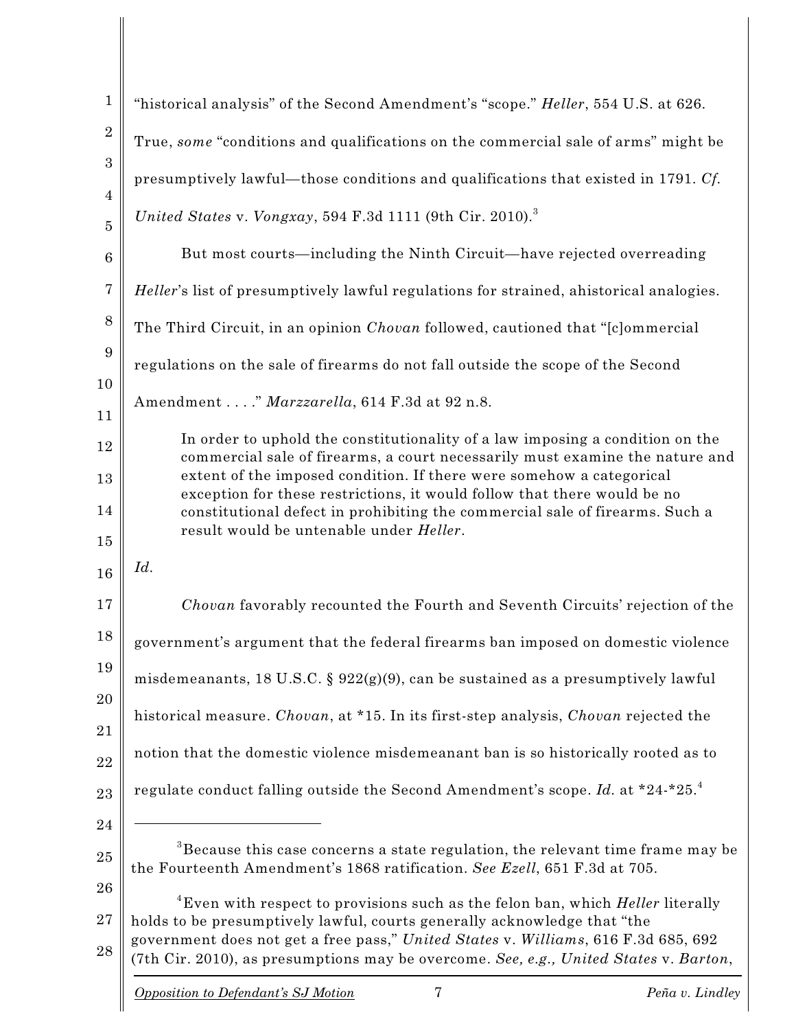"historical analysis" of the Second Amendment's "scope." *Heller*, 554 U.S. at 626. True, *some* "conditions and qualifications on the commercial sale of arms" might be presumptively lawful—those conditions and qualifications that existed in 1791. *Cf. United States* v. *Vongxay*, 594 F.3d 1111 (9th Cir. 2010).[3]

But most courts—including the Ninth Circuit—have rejected overreading *Heller*'s list of presumptively lawful regulations for strained, ahistorical analogies. The Third Circuit, in an opinion *Chovan* followed, cautioned that "[c]ommercial regulations on the sale of firearms do not fall outside the scope of the Second Amendment . . . ." *Marzzarella*, 614 F.3d at 92 n.8.

> In order to uphold the constitutionality of a law imposing a condition on the commercial sale of firearms, a court necessarily must examine the nature and extent of the imposed condition. If there were somehow a categorical exception for these restrictions, it would follow that there would be no constitutional defect in prohibiting the commercial sale of firearms. Such a result would be untenable under *Heller*.

*Id.*

*Chovan* favorably recounted the Fourth and Seventh Circuits' rejection of the government's argument that the federal firearms ban imposed on domestic violence misdemeanants, 18 U.S.C. § 922(g)(9), can be sustained as a presumptively lawful historical measure. *Chovan*, at *15. In its first-step analysis, *Chovan* rejected the notion that the domestic violence misdemeanant ban is so historically rooted as to regulate conduct falling outside the Second Amendment's scope. *Id.* at *24-*25.[4]

---

[3] Because this case concerns a state regulation, the relevant time frame may be the Fourteenth Amendment's 1868 ratification. *See Ezell*, 651 F.3d at 705.

[4] Even with respect to provisions such as the felon ban, which *Heller* literally holds to be presumptively lawful, courts generally acknowledge that "the government does not get a free pass," *United States* v. *Williams*, 616 F.3d 685, 692 (7th Cir. 2010), as presumptions may be overcome. *See, e.g., United States* v. *Barton*,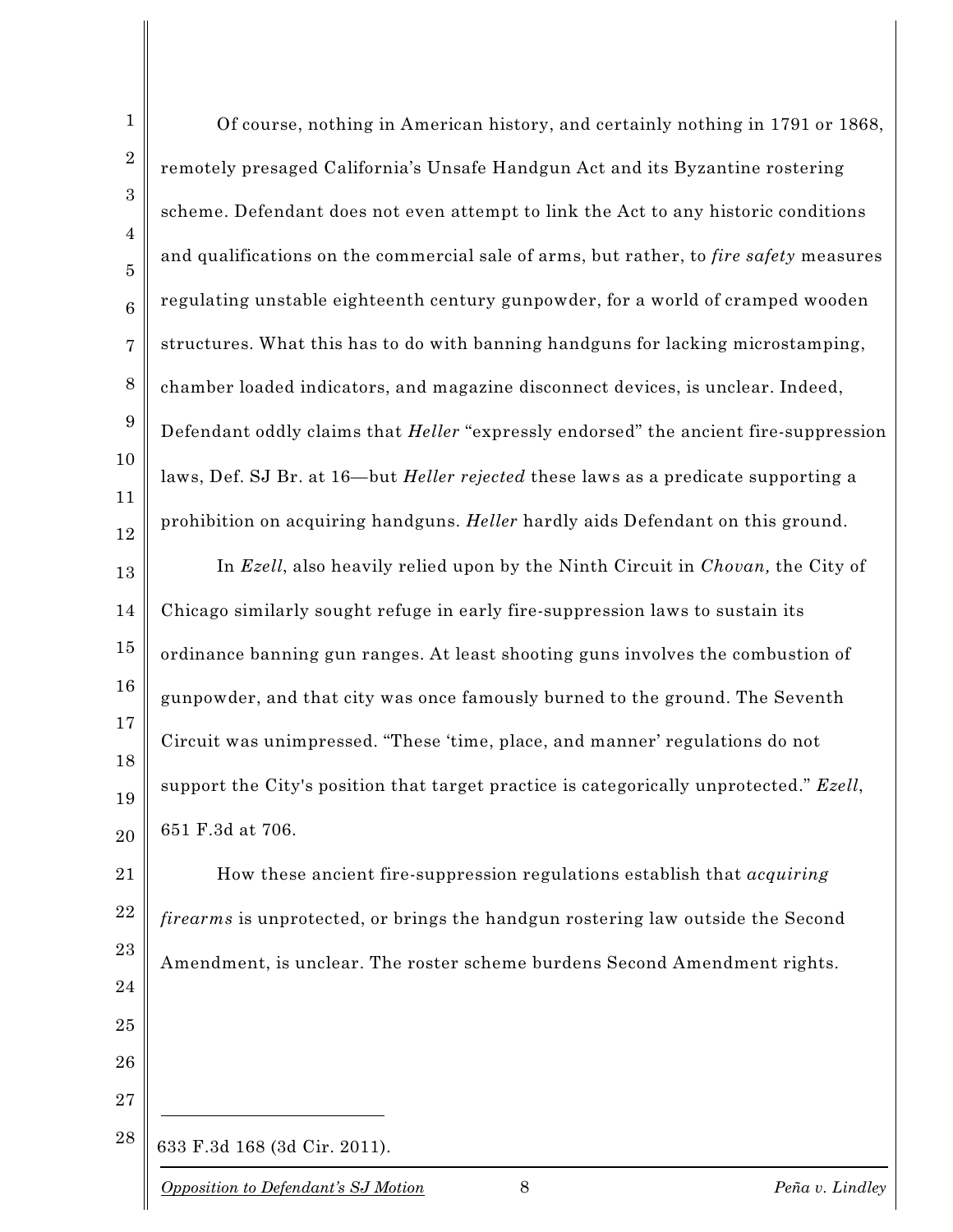Of course, nothing in American history, and certainly nothing in 1791 or 1868, remotely presaged California's Unsafe Handgun Act and its Byzantine rostering scheme. Defendant does not even attempt to link the Act to any historic conditions and qualifications on the commercial sale of arms, but rather, to *fire safety* measures regulating unstable eighteenth century gunpowder, for a world of cramped wooden structures. What this has to do with banning handguns for lacking microstamping, chamber loaded indicators, and magazine disconnect devices, is unclear. Indeed, Defendant oddly claims that *Heller* "expressly endorsed" the ancient fire-suppression laws, Def. SJ Br. at 16—but *Heller rejected* these laws as a predicate supporting a prohibition on acquiring handguns. *Heller* hardly aids Defendant on this ground.

In *Ezell*, also heavily relied upon by the Ninth Circuit in *Chovan,* the City of Chicago similarly sought refuge in early fire-suppression laws to sustain its ordinance banning gun ranges. At least shooting guns involves the combustion of gunpowder, and that city was once famously burned to the ground. The Seventh Circuit was unimpressed. "These 'time, place, and manner' regulations do not support the City's position that target practice is categorically unprotected." *Ezell*, 651 F.3d at 706.

How these ancient fire-suppression regulations establish that *acquiring firearms* is unprotected, or brings the handgun rostering law outside the Second Amendment, is unclear. The roster scheme burdens Second Amendment rights.

---

633 F.3d 168 (3d Cir. 2011).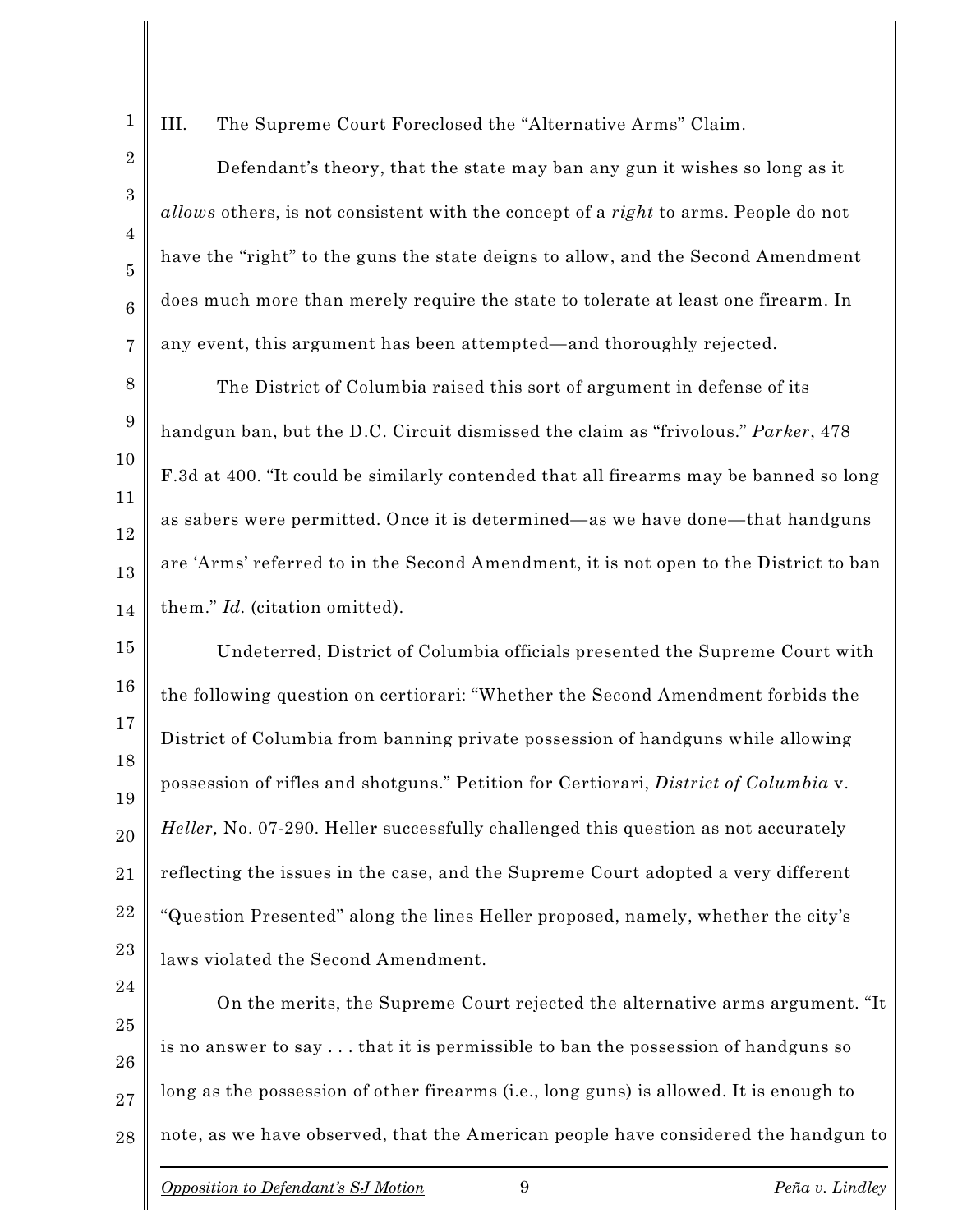## III. The Supreme Court Foreclosed the "Alternative Arms" Claim.

Defendant's theory, that the state may ban any gun it wishes so long as it *allows* others, is not consistent with the concept of a *right* to arms. People do not have the "right" to the guns the state deigns to allow, and the Second Amendment does much more than merely require the state to tolerate at least one firearm. In any event, this argument has been attempted—and thoroughly rejected.

The District of Columbia raised this sort of argument in defense of its handgun ban, but the D.C. Circuit dismissed the claim as "frivolous." *Parker*, 478 F.3d at 400. "It could be similarly contended that all firearms may be banned so long as sabers were permitted. Once it is determined—as we have done—that handguns are 'Arms' referred to in the Second Amendment, it is not open to the District to ban them." *Id.* (citation omitted).

Undeterred, District of Columbia officials presented the Supreme Court with the following question on certiorari: "Whether the Second Amendment forbids the District of Columbia from banning private possession of handguns while allowing possession of rifles and shotguns." Petition for Certiorari, *District of Columbia* v. *Heller,* No. 07-290. Heller successfully challenged this question as not accurately reflecting the issues in the case, and the Supreme Court adopted a very different "Question Presented" along the lines Heller proposed, namely, whether the city's laws violated the Second Amendment.

On the merits, the Supreme Court rejected the alternative arms argument. "It is no answer to say . . . that it is permissible to ban the possession of handguns so long as the possession of other firearms (i.e., long guns) is allowed. It is enough to note, as we have observed, that the American people have considered the handgun to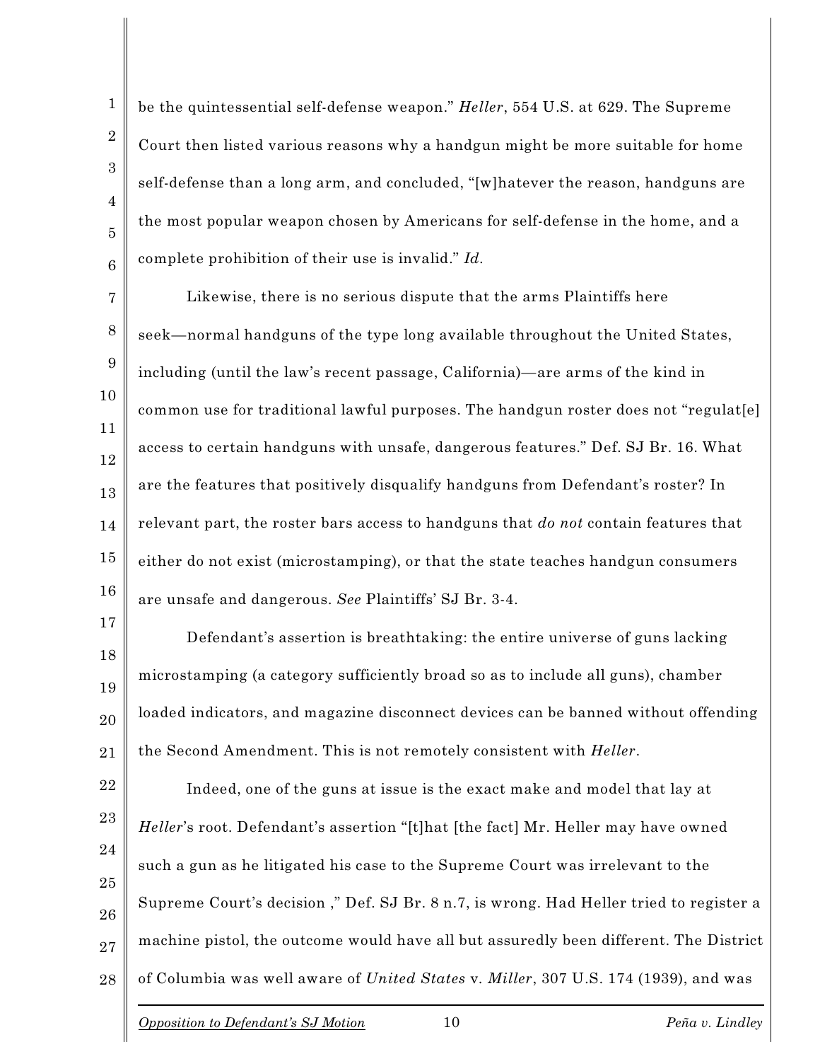be the quintessential self-defense weapon." *Heller*, 554 U.S. at 629. The Supreme Court then listed various reasons why a handgun might be more suitable for home self-defense than a long arm, and concluded, "[w]hatever the reason, handguns are the most popular weapon chosen by Americans for self-defense in the home, and a complete prohibition of their use is invalid." *Id.*

Likewise, there is no serious dispute that the arms Plaintiffs here seek—normal handguns of the type long available throughout the United States, including (until the law's recent passage, California)—are arms of the kind in common use for traditional lawful purposes. The handgun roster does not "regulat[e] access to certain handguns with unsafe, dangerous features." Def. SJ Br. 16. What are the features that positively disqualify handguns from Defendant's roster? In relevant part, the roster bars access to handguns that *do not* contain features that either do not exist (microstamping), or that the state teaches handgun consumers are unsafe and dangerous. *See* Plaintiffs' SJ Br. 3-4.

Defendant's assertion is breathtaking: the entire universe of guns lacking microstamping (a category sufficiently broad so as to include all guns), chamber loaded indicators, and magazine disconnect devices can be banned without offending the Second Amendment. This is not remotely consistent with *Heller*.

Indeed, one of the guns at issue is the exact make and model that lay at *Heller*'s root. Defendant's assertion "[t]hat [the fact] Mr. Heller may have owned such a gun as he litigated his case to the Supreme Court was irrelevant to the Supreme Court's decision ," Def. SJ Br. 8 n.7, is wrong. Had Heller tried to register a machine pistol, the outcome would have all but assuredly been different. The District of Columbia was well aware of *United States* v. *Miller*, 307 U.S. 174 (1939), and was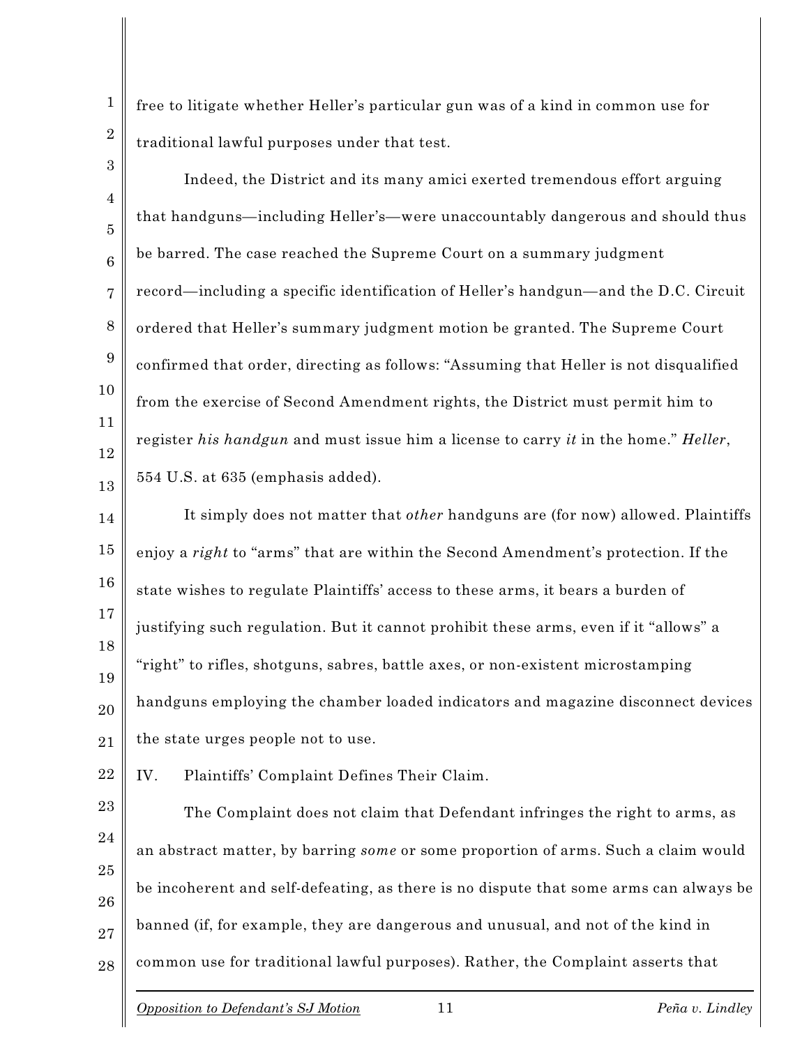free to litigate whether Heller's particular gun was of a kind in common use for traditional lawful purposes under that test.

Indeed, the District and its many amici exerted tremendous effort arguing that handguns—including Heller's—were unaccountably dangerous and should thus be barred. The case reached the Supreme Court on a summary judgment record—including a specific identification of Heller's handgun—and the D.C. Circuit ordered that Heller's summary judgment motion be granted. The Supreme Court confirmed that order, directing as follows: "Assuming that Heller is not disqualified from the exercise of Second Amendment rights, the District must permit him to register *his handgun* and must issue him a license to carry *it* in the home." *Heller*, 554 U.S. at 635 (emphasis added).

It simply does not matter that *other* handguns are (for now) allowed. Plaintiffs enjoy a *right* to "arms" that are within the Second Amendment's protection. If the state wishes to regulate Plaintiffs' access to these arms, it bears a burden of justifying such regulation. But it cannot prohibit these arms, even if it "allows" a "right" to rifles, shotguns, sabres, battle axes, or non-existent microstamping handguns employing the chamber loaded indicators and magazine disconnect devices the state urges people not to use.

## IV. Plaintiffs' Complaint Defines Their Claim.

The Complaint does not claim that Defendant infringes the right to arms, as an abstract matter, by barring *some* or some proportion of arms. Such a claim would be incoherent and self-defeating, as there is no dispute that some arms can always be banned (if, for example, they are dangerous and unusual, and not of the kind in common use for traditional lawful purposes). Rather, the Complaint asserts that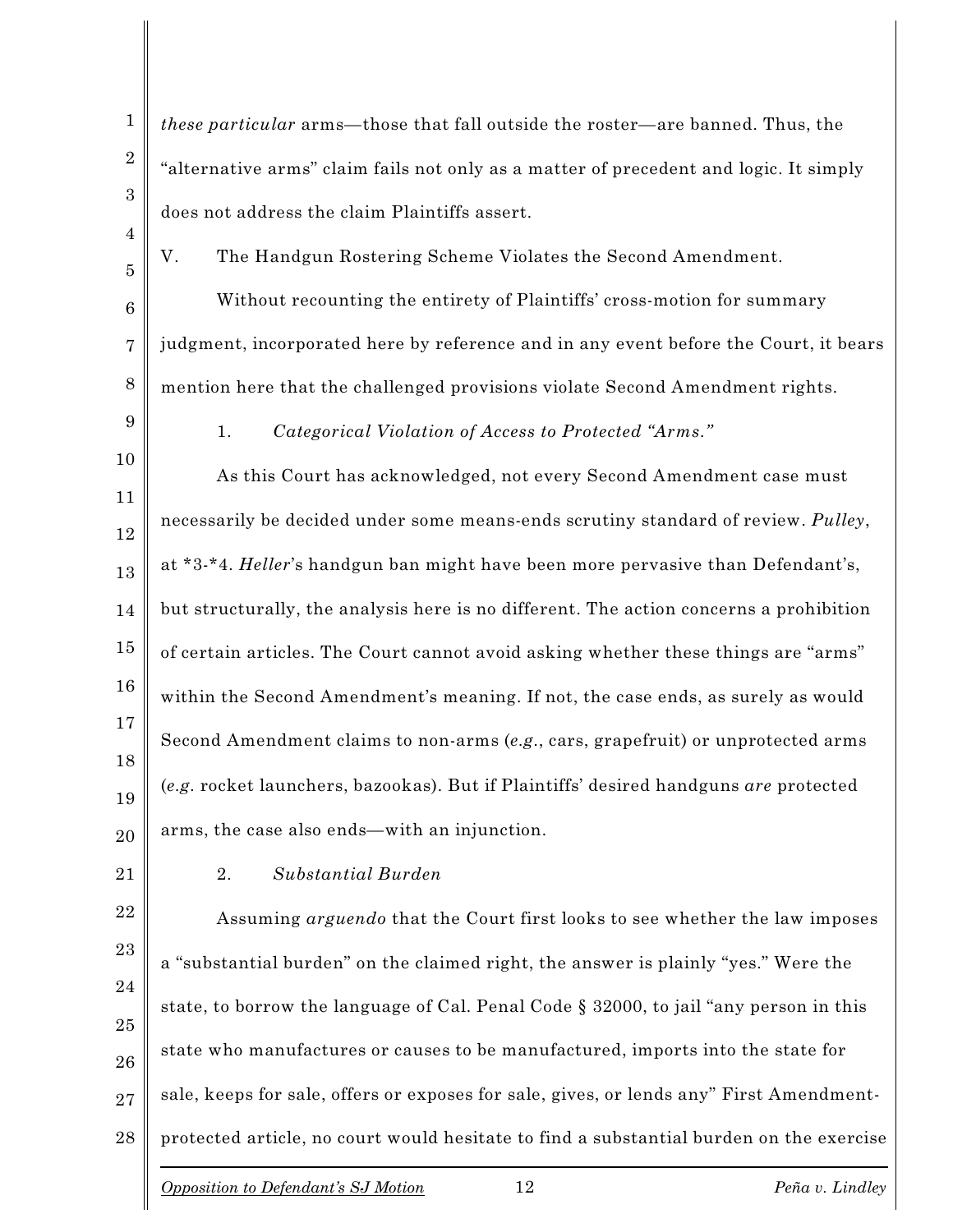*these particular* arms—those that fall outside the roster—are banned. Thus, the "alternative arms" claim fails not only as a matter of precedent and logic. It simply does not address the claim Plaintiffs assert.

V. The Handgun Rostering Scheme Violates the Second Amendment.

Without recounting the entirety of Plaintiffs' cross-motion for summary judgment, incorporated here by reference and in any event before the Court, it bears mention here that the challenged provisions violate Second Amendment rights.

1. *Categorical Violation of Access to Protected "Arms."*

As this Court has acknowledged, not every Second Amendment case must necessarily be decided under some means-ends scrutiny standard of review. *Pulley*, at *3-*4. *Heller*'s handgun ban might have been more pervasive than Defendant's, but structurally, the analysis here is no different. The action concerns a prohibition of certain articles. The Court cannot avoid asking whether these things are "arms" within the Second Amendment's meaning. If not, the case ends, as surely as would Second Amendment claims to non-arms (*e.g.*, cars, grapefruit) or unprotected arms (*e.g.* rocket launchers, bazookas). But if Plaintiffs' desired handguns *are* protected arms, the case also ends—with an injunction.

2. *Substantial Burden*

Assuming *arguendo* that the Court first looks to see whether the law imposes a "substantial burden" on the claimed right, the answer is plainly "yes." Were the state, to borrow the language of Cal. Penal Code § 32000, to jail "any person in this state who manufactures or causes to be manufactured, imports into the state for sale, keeps for sale, offers or exposes for sale, gives, or lends any" First Amendment-protected article, no court would hesitate to find a substantial burden on the exercise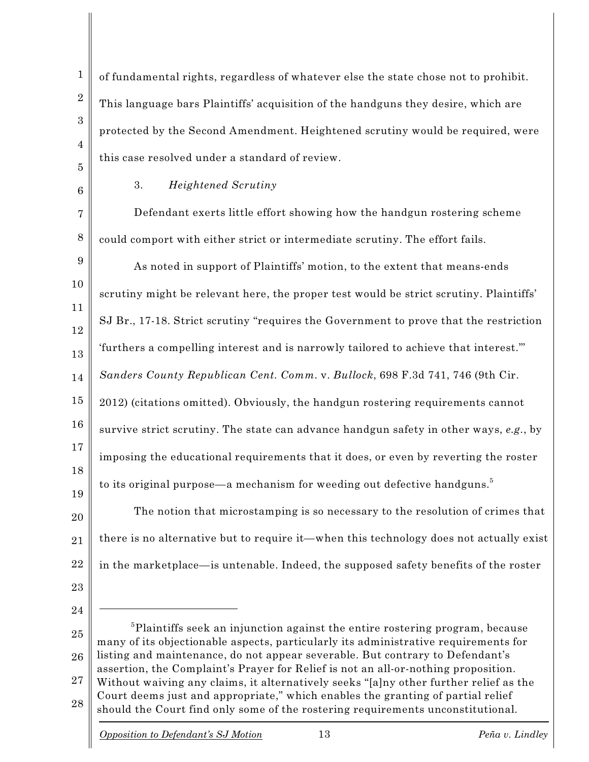of fundamental rights, regardless of whatever else the state chose not to prohibit. This language bars Plaintiffs' acquisition of the handguns they desire, which are protected by the Second Amendment. Heightened scrutiny would be required, were this case resolved under a standard of review.

3. *Heightened Scrutiny*

Defendant exerts little effort showing how the handgun rostering scheme could comport with either strict or intermediate scrutiny. The effort fails.

As noted in support of Plaintiffs' motion, to the extent that means-ends scrutiny might be relevant here, the proper test would be strict scrutiny. Plaintiffs' SJ Br., 17-18. Strict scrutiny "requires the Government to prove that the restriction 'furthers a compelling interest and is narrowly tailored to achieve that interest.'" *Sanders County Republican Cent. Comm.* v. *Bullock*, 698 F.3d 741, 746 (9th Cir. 2012) (citations omitted). Obviously, the handgun rostering requirements cannot survive strict scrutiny. The state can advance handgun safety in other ways, *e.g.*, by imposing the educational requirements that it does, or even by reverting the roster to its original purpose—a mechanism for weeding out defective handguns.[5]

The notion that microstamping is so necessary to the resolution of crimes that there is no alternative but to require it—when this technology does not actually exist in the marketplace—is untenable. Indeed, the supposed safety benefits of the roster

---

[5] Plaintiffs seek an injunction against the entire rostering program, because many of its objectionable aspects, particularly its administrative requirements for listing and maintenance, do not appear severable. But contrary to Defendant's assertion, the Complaint's Prayer for Relief is not an all-or-nothing proposition. Without waiving any claims, it alternatively seeks "[a]ny other further relief as the Court deems just and appropriate," which enables the granting of partial relief should the Court find only some of the rostering requirements unconstitutional.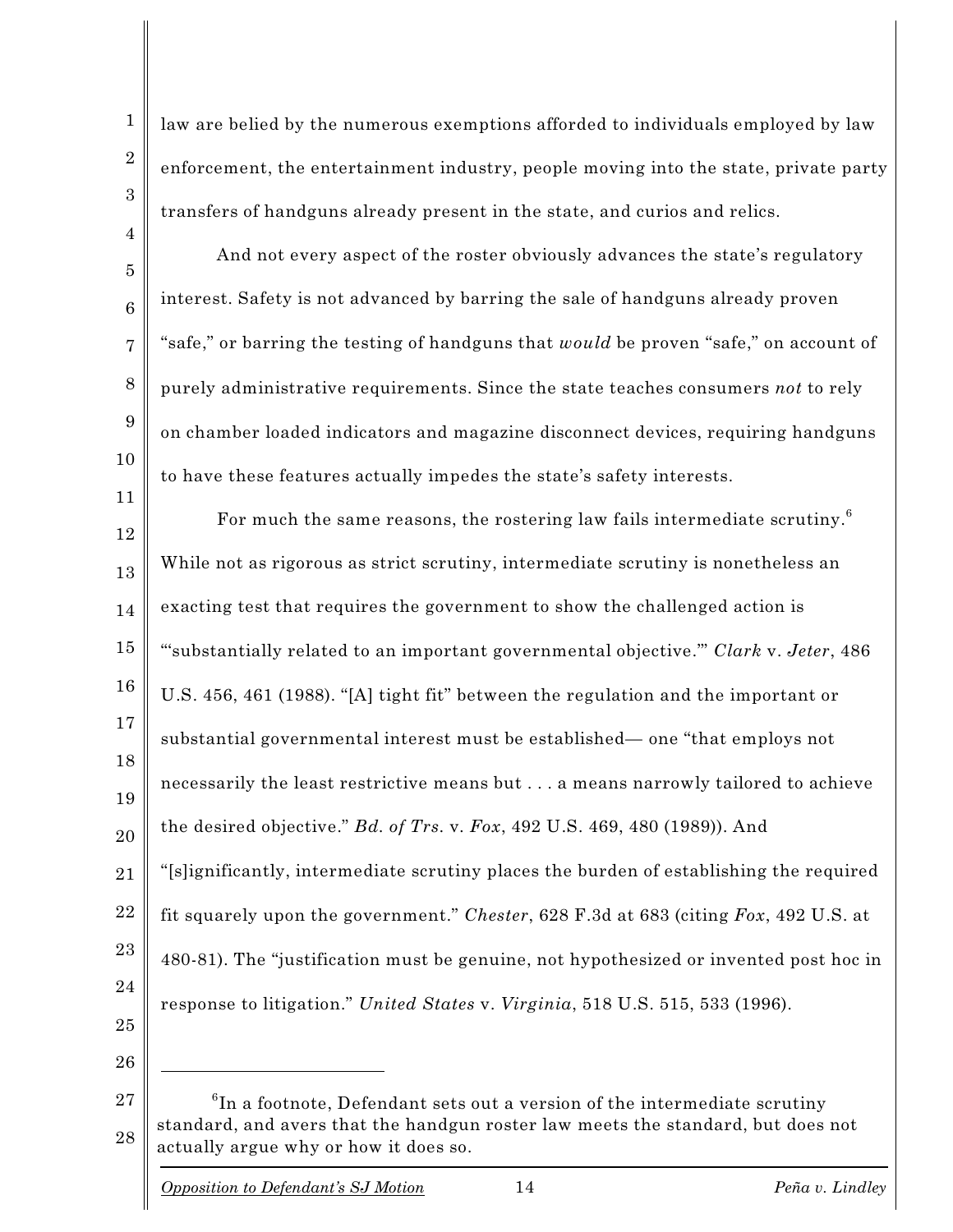law are belied by the numerous exemptions afforded to individuals employed by law enforcement, the entertainment industry, people moving into the state, private party transfers of handguns already present in the state, and curios and relics.

And not every aspect of the roster obviously advances the state's regulatory interest. Safety is not advanced by barring the sale of handguns already proven "safe," or barring the testing of handguns that *would* be proven "safe," on account of purely administrative requirements. Since the state teaches consumers *not* to rely on chamber loaded indicators and magazine disconnect devices, requiring handguns to have these features actually impedes the state's safety interests.

For much the same reasons, the rostering law fails intermediate scrutiny.[6] While not as rigorous as strict scrutiny, intermediate scrutiny is nonetheless an exacting test that requires the government to show the challenged action is "'substantially related to an important governmental objective.'" *Clark* v. *Jeter*, 486 U.S. 456, 461 (1988). "[A] tight fit" between the regulation and the important or substantial governmental interest must be established— one "that employs not necessarily the least restrictive means but . . . a means narrowly tailored to achieve the desired objective." *Bd. of Trs.* v. *Fox*, 492 U.S. 469, 480 (1989)). And "[s]ignificantly, intermediate scrutiny places the burden of establishing the required fit squarely upon the government." *Chester*, 628 F.3d at 683 (citing *Fox*, 492 U.S. at 480-81). The "justification must be genuine, not hypothesized or invented post hoc in response to litigation." *United States* v. *Virginia*, 518 U.S. 515, 533 (1996).

---

[6] In a footnote, Defendant sets out a version of the intermediate scrutiny standard, and avers that the handgun roster law meets the standard, but does not actually argue why or how it does so.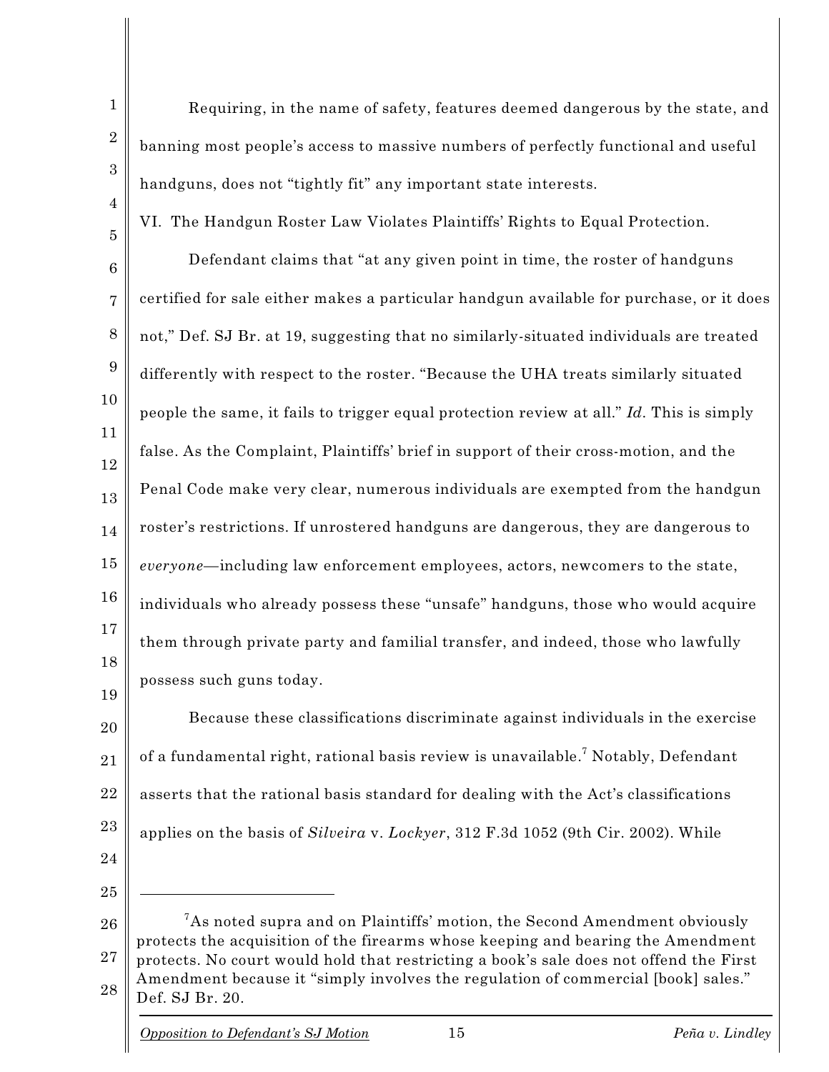Requiring, in the name of safety, features deemed dangerous by the state, and banning most people's access to massive numbers of perfectly functional and useful handguns, does not "tightly fit" any important state interests.

## VI. The Handgun Roster Law Violates Plaintiffs' Rights to Equal Protection.

Defendant claims that "at any given point in time, the roster of handguns certified for sale either makes a particular handgun available for purchase, or it does not," Def. SJ Br. at 19, suggesting that no similarly-situated individuals are treated differently with respect to the roster. "Because the UHA treats similarly situated people the same, it fails to trigger equal protection review at all." *Id*. This is simply false. As the Complaint, Plaintiffs' brief in support of their cross-motion, and the Penal Code make very clear, numerous individuals are exempted from the handgun roster's restrictions. If unrostered handguns are dangerous, they are dangerous to *everyone*—including law enforcement employees, actors, newcomers to the state, individuals who already possess these "unsafe" handguns, those who would acquire them through private party and familial transfer, and indeed, those who lawfully possess such guns today.

Because these classifications discriminate against individuals in the exercise of a fundamental right, rational basis review is unavailable.[7] Notably, Defendant asserts that the rational basis standard for dealing with the Act's classifications applies on the basis of *Silveira* v. *Lockyer*, 312 F.3d 1052 (9th Cir. 2002). While

---

[7] As noted supra and on Plaintiffs' motion, the Second Amendment obviously protects the acquisition of the firearms whose keeping and bearing the Amendment protects. No court would hold that restricting a book's sale does not offend the First Amendment because it "simply involves the regulation of commercial [book] sales." Def. SJ Br. 20.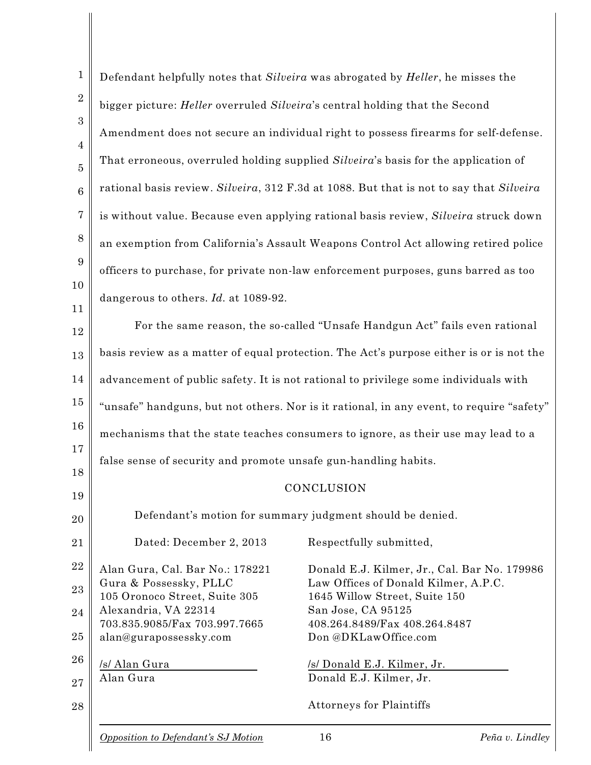Defendant helpfully notes that *Silveira* was abrogated by *Heller*, he misses the bigger picture: *Heller* overruled *Silveira*'s central holding that the Second Amendment does not secure an individual right to possess firearms for self-defense. That erroneous, overruled holding supplied *Silveira*'s basis for the application of rational basis review. *Silveira*, 312 F.3d at 1088. But that is not to say that *Silveira* is without value. Because even applying rational basis review, *Silveira* struck down an exemption from California's Assault Weapons Control Act allowing retired police officers to purchase, for private non-law enforcement purposes, guns barred as too dangerous to others. *Id.* at 1089-92.

For the same reason, the so-called "Unsafe Handgun Act" fails even rational basis review as a matter of equal protection. The Act's purpose either is or is not the advancement of public safety. It is not rational to privilege some individuals with "unsafe" handguns, but not others. Nor is it rational, in any event, to require "safety" mechanisms that the state teaches consumers to ignore, as their use may lead to a false sense of security and promote unsafe gun-handling habits.

## CONCLUSION

Defendant's motion for summary judgment should be denied.

Dated: December 2, 2013

Respectfully submitted,

Alan Gura, Cal. Bar No.: 178221
Gura & Possessky, PLLC
105 Oronoco Street, Suite 305
Alexandria, VA 22314
703.835.9085/Fax 703.997.7665
alan@gurapossessky.com

/s/ Alan Gura
Alan Gura

Donald E.J. Kilmer, Jr., Cal. Bar No. 179986
Law Offices of Donald Kilmer, A.P.C.
1645 Willow Street, Suite 150
San Jose, CA 95125
408.264.8489/Fax 408.264.8487
Don @DKLawOffice.com

/s/ Donald E.J. Kilmer, Jr.
Donald E.J. Kilmer, Jr.

Attorneys for Plaintiffs